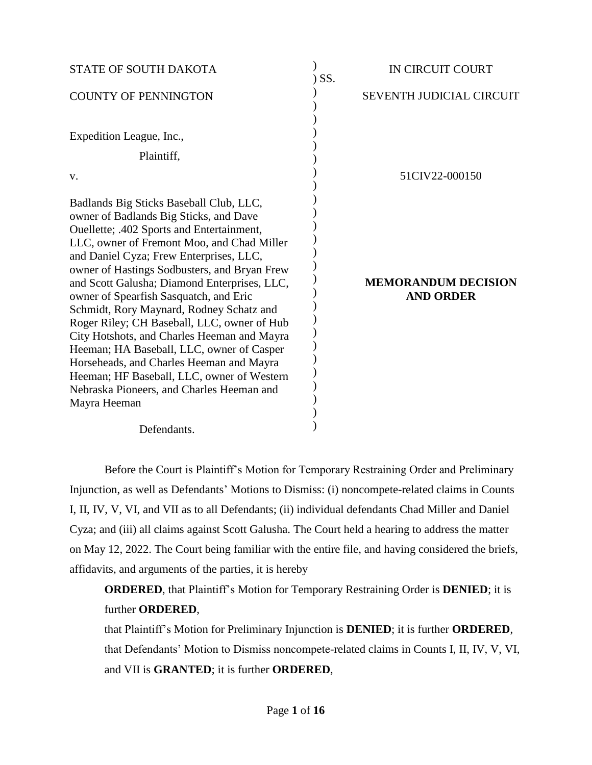STATE OF SOUTH DAKOTA ) SS. IN CIRCUIT COURT

COUNTY OF PENNINGTON SEVENTH JUDICIAL CIRCUIT

Expedition League, Inc.,

Plaintiff,

v.

Badlands Big Sticks Baseball Club, LLC, owner of Badlands Big Sticks, and Dave Ouellette; .402 Sports and Entertainment, LLC, owner of Fremont Moo, and Chad Miller and Daniel Cyza; Frew Enterprises, LLC, owner of Hastings Sodbusters, and Bryan Frew and Scott Galusha; Diamond Enterprises, LLC, owner of Spearfish Sasquatch, and Eric Schmidt, Rory Maynard, Rodney Schatz and Roger Riley; CH Baseball, LLC, owner of Hub City Hotshots, and Charles Heeman and Mayra Heeman; HA Baseball, LLC, owner of Casper Horseheads, and Charles Heeman and Mayra Heeman; HF Baseball, LLC, owner of Western Nebraska Pioneers, and Charles Heeman and Mayra Heeman

Defendants.

51CIV22-000150

**MEMORANDUM DECISION AND ORDER**

Before the Court is Plaintiff's Motion for Temporary Restraining Order and Preliminary Injunction, as well as Defendants' Motions to Dismiss: (i) noncompete-related claims in Counts I, II, IV, V, VI, and VII as to all Defendants; (ii) individual defendants Chad Miller and Daniel Cyza; and (iii) all claims against Scott Galusha. The Court held a hearing to address the matter on May 12, 2022. The Court being familiar with the entire file, and having considered the briefs, affidavits, and arguments of the parties, it is hereby

**ORDERED**, that Plaintiff's Motion for Temporary Restraining Order is **DENIED**; it is further **ORDERED**,

that Plaintiff's Motion for Preliminary Injunction is **DENIED**; it is further **ORDERED**, that Defendants' Motion to Dismiss noncompete-related claims in Counts I, II, IV, V, VI, and VII is **GRANTED**; it is further **ORDERED**,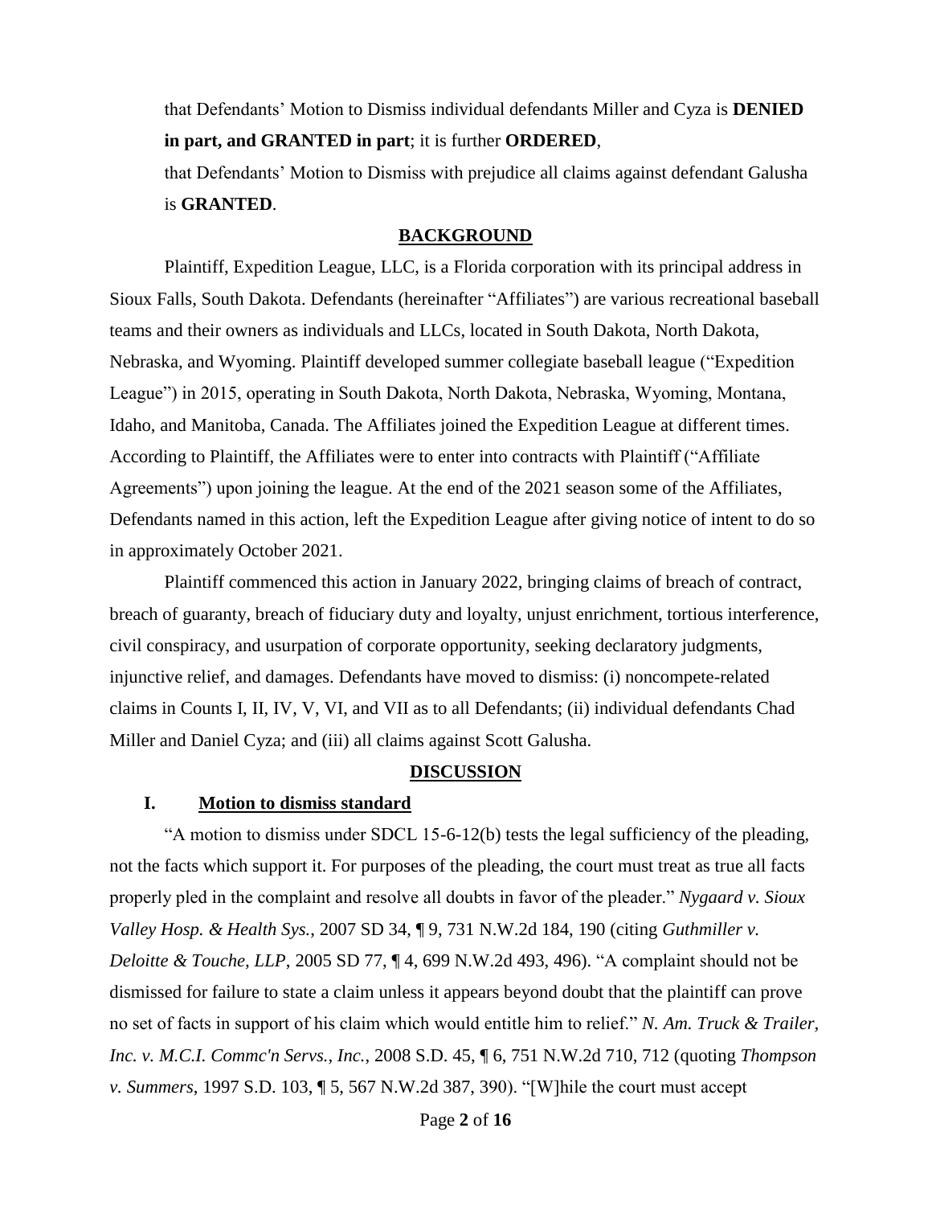that Defendants' Motion to Dismiss individual defendants Miller and Cyza is **DENIED in part, and GRANTED in part**; it is further **ORDERED**,

that Defendants' Motion to Dismiss with prejudice all claims against defendant Galusha is **GRANTED**.

## BACKGROUND

Plaintiff, Expedition League, LLC, is a Florida corporation with its principal address in Sioux Falls, South Dakota. Defendants (hereinafter "Affiliates") are various recreational baseball teams and their owners as individuals and LLCs, located in South Dakota, North Dakota, Nebraska, and Wyoming. Plaintiff developed summer collegiate baseball league ("Expedition League") in 2015, operating in South Dakota, North Dakota, Nebraska, Wyoming, Montana, Idaho, and Manitoba, Canada. The Affiliates joined the Expedition League at different times. According to Plaintiff, the Affiliates were to enter into contracts with Plaintiff ("Affiliate Agreements") upon joining the league. At the end of the 2021 season some of the Affiliates, Defendants named in this action, left the Expedition League after giving notice of intent to do so in approximately October 2021.

Plaintiff commenced this action in January 2022, bringing claims of breach of contract, breach of guaranty, breach of fiduciary duty and loyalty, unjust enrichment, tortious interference, civil conspiracy, and usurpation of corporate opportunity, seeking declaratory judgments, injunctive relief, and damages. Defendants have moved to dismiss: (i) noncompete-related claims in Counts I, II, IV, V, VI, and VII as to all Defendants; (ii) individual defendants Chad Miller and Daniel Cyza; and (iii) all claims against Scott Galusha.

## DISCUSSION

### I. Motion to dismiss standard

"A motion to dismiss under SDCL 15-6-12(b) tests the legal sufficiency of the pleading, not the facts which support it. For purposes of the pleading, the court must treat as true all facts properly pled in the complaint and resolve all doubts in favor of the pleader." *Nygaard v. Sioux Valley Hosp. & Health Sys.*, 2007 SD 34, ¶ 9, 731 N.W.2d 184, 190 (citing *Guthmiller v. Deloitte & Touche, LLP*, 2005 SD 77, ¶ 4, 699 N.W.2d 493, 496). "A complaint should not be dismissed for failure to state a claim unless it appears beyond doubt that the plaintiff can prove no set of facts in support of his claim which would entitle him to relief." *N. Am. Truck & Trailer, Inc. v. M.C.I. Commc'n Servs., Inc.*, 2008 S.D. 45, ¶ 6, 751 N.W.2d 710, 712 (quoting *Thompson v. Summers*, 1997 S.D. 103, ¶ 5, 567 N.W.2d 387, 390). "[W]hile the court must accept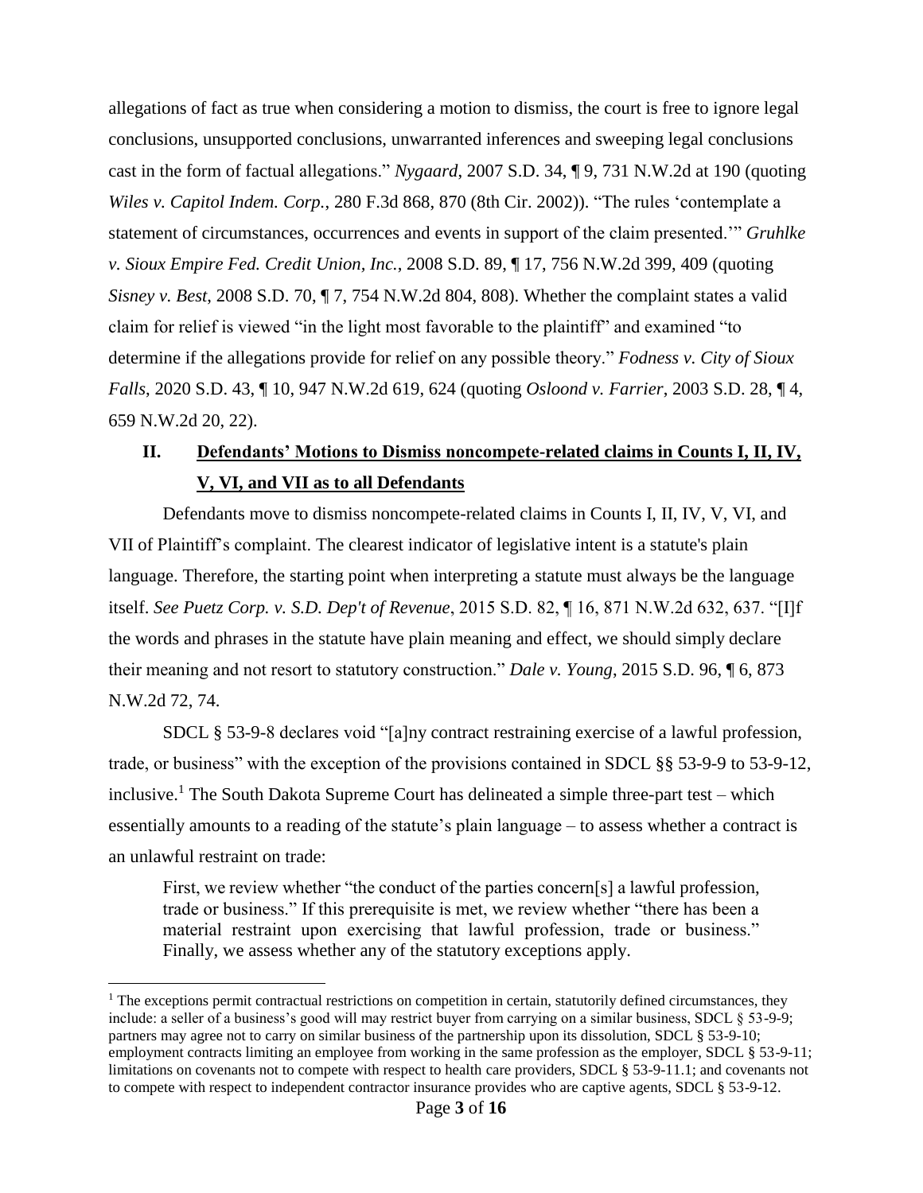allegations of fact as true when considering a motion to dismiss, the court is free to ignore legal conclusions, unsupported conclusions, unwarranted inferences and sweeping legal conclusions cast in the form of factual allegations." *Nygaard*, 2007 S.D. 34, ¶ 9, 731 N.W.2d at 190 (quoting *Wiles v. Capitol Indem. Corp.*, 280 F.3d 868, 870 (8th Cir. 2002)). "The rules 'contemplate a statement of circumstances, occurrences and events in support of the claim presented.'" *Gruhlke v. Sioux Empire Fed. Credit Union, Inc.*, 2008 S.D. 89, ¶ 17, 756 N.W.2d 399, 409 (quoting *Sisney v. Best*, 2008 S.D. 70, ¶ 7, 754 N.W.2d 804, 808). Whether the complaint states a valid claim for relief is viewed "in the light most favorable to the plaintiff" and examined "to determine if the allegations provide for relief on any possible theory." *Fodness v. City of Sioux Falls*, 2020 S.D. 43, ¶ 10, 947 N.W.2d 619, 624 (quoting *Osloond v. Farrier*, 2003 S.D. 28, ¶ 4, 659 N.W.2d 20, 22).

## II. Defendants' Motions to Dismiss noncompete-related claims in Counts I, II, IV, V, VI, and VII as to all Defendants

Defendants move to dismiss noncompete-related claims in Counts I, II, IV, V, VI, and VII of Plaintiff's complaint. The clearest indicator of legislative intent is a statute's plain language. Therefore, the starting point when interpreting a statute must always be the language itself. *See Puetz Corp. v. S.D. Dep't of Revenue*, 2015 S.D. 82, ¶ 16, 871 N.W.2d 632, 637. "[I]f the words and phrases in the statute have plain meaning and effect, we should simply declare their meaning and not resort to statutory construction." *Dale v. Young*, 2015 S.D. 96, ¶ 6, 873 N.W.2d 72, 74.

SDCL § 53-9-8 declares void "[a]ny contract restraining exercise of a lawful profession, trade, or business" with the exception of the provisions contained in SDCL §§ 53-9-9 to 53-9-12, inclusive.[1] The South Dakota Supreme Court has delineated a simple three-part test – which essentially amounts to a reading of the statute's plain language – to assess whether a contract is an unlawful restraint on trade:

> First, we review whether "the conduct of the parties concern[s] a lawful profession, trade or business." If this prerequisite is met, we review whether "there has been a material restraint upon exercising that lawful profession, trade or business." Finally, we assess whether any of the statutory exceptions apply.

[1] The exceptions permit contractual restrictions on competition in certain, statutorily defined circumstances, they include: a seller of a business's good will may restrict buyer from carrying on a similar business, SDCL § 53-9-9; partners may agree not to carry on similar business of the partnership upon its dissolution, SDCL § 53-9-10; employment contracts limiting an employee from working in the same profession as the employer, SDCL § 53-9-11; limitations on covenants not to compete with respect to health care providers, SDCL § 53-9-11.1; and covenants not to compete with respect to independent contractor insurance provides who are captive agents, SDCL § 53-9-12.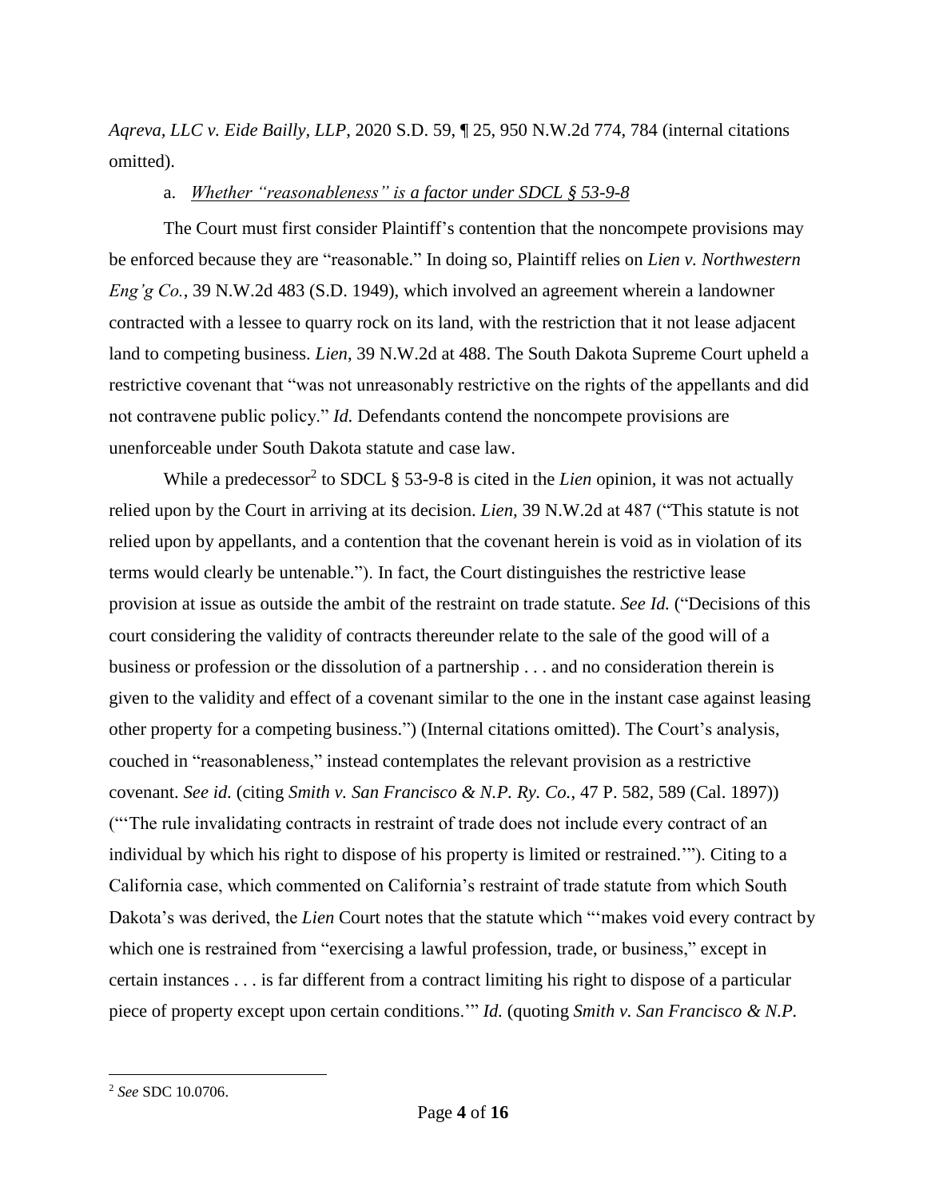*Aqreva, LLC v. Eide Bailly, LLP*, 2020 S.D. 59, ¶ 25, 950 N.W.2d 774, 784 (internal citations omitted).

a. *Whether "reasonableness" is a factor under SDCL § 53-9-8*

The Court must first consider Plaintiff's contention that the noncompete provisions may be enforced because they are "reasonable." In doing so, Plaintiff relies on *Lien v. Northwestern Eng'g Co.*, 39 N.W.2d 483 (S.D. 1949), which involved an agreement wherein a landowner contracted with a lessee to quarry rock on its land, with the restriction that it not lease adjacent land to competing business. *Lien*, 39 N.W.2d at 488. The South Dakota Supreme Court upheld a restrictive covenant that "was not unreasonably restrictive on the rights of the appellants and did not contravene public policy." *Id.* Defendants contend the noncompete provisions are unenforceable under South Dakota statute and case law.

While a predecessor[2] to SDCL § 53-9-8 is cited in the *Lien* opinion, it was not actually relied upon by the Court in arriving at its decision. *Lien*, 39 N.W.2d at 487 ("This statute is not relied upon by appellants, and a contention that the covenant herein is void as in violation of its terms would clearly be untenable."). In fact, the Court distinguishes the restrictive lease provision at issue as outside the ambit of the restraint on trade statute. *See Id.* ("Decisions of this court considering the validity of contracts thereunder relate to the sale of the good will of a business or profession or the dissolution of a partnership . . . and no consideration therein is given to the validity and effect of a covenant similar to the one in the instant case against leasing other property for a competing business.") (Internal citations omitted). The Court's analysis, couched in "reasonableness," instead contemplates the relevant provision as a restrictive covenant. *See id.* (citing *Smith v. San Francisco & N.P. Ry. Co.*, 47 P. 582, 589 (Cal. 1897)) ("'The rule invalidating contracts in restraint of trade does not include every contract of an individual by which his right to dispose of his property is limited or restrained.'"). Citing to a California case, which commented on California's restraint of trade statute from which South Dakota's was derived, the *Lien* Court notes that the statute which "'makes void every contract by which one is restrained from "exercising a lawful profession, trade, or business," except in certain instances . . . is far different from a contract limiting his right to dispose of a particular piece of property except upon certain conditions.'" *Id.* (quoting *Smith v. San Francisco & N.P.*

---

[2] *See* SDC 10.0706.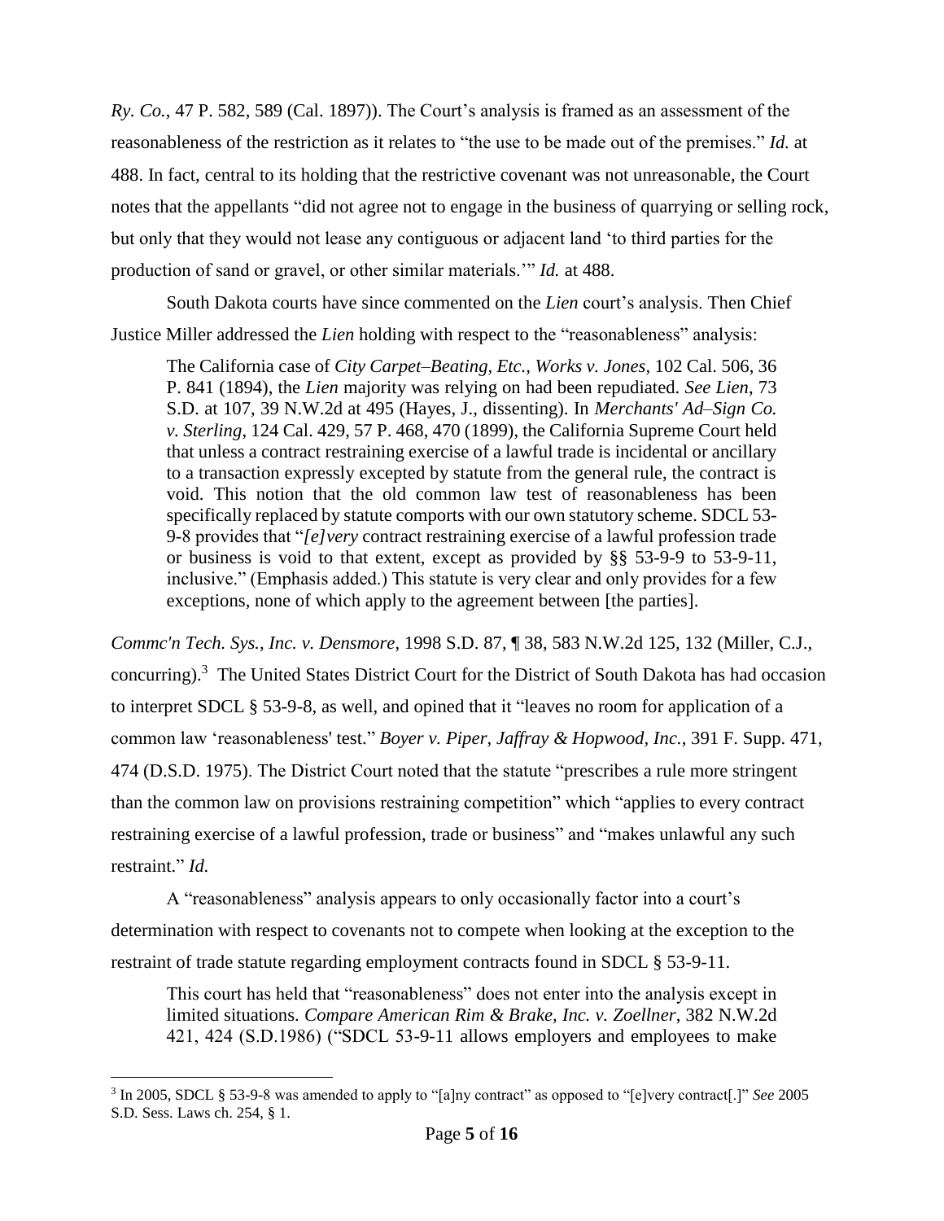*Ry. Co.*, 47 P. 582, 589 (Cal. 1897)). The Court's analysis is framed as an assessment of the reasonableness of the restriction as it relates to "the use to be made out of the premises." *Id.* at 488. In fact, central to its holding that the restrictive covenant was not unreasonable, the Court notes that the appellants "did not agree not to engage in the business of quarrying or selling rock, but only that they would not lease any contiguous or adjacent land 'to third parties for the production of sand or gravel, or other similar materials.'" *Id.* at 488.

South Dakota courts have since commented on the *Lien* court's analysis. Then Chief Justice Miller addressed the *Lien* holding with respect to the "reasonableness" analysis:

> The California case of *City Carpet–Beating, Etc., Works v. Jones*, 102 Cal. 506, 36 P. 841 (1894), the *Lien* majority was relying on had been repudiated. *See Lien*, 73 S.D. at 107, 39 N.W.2d at 495 (Hayes, J., dissenting). In *Merchants' Ad–Sign Co. v. Sterling*, 124 Cal. 429, 57 P. 468, 470 (1899), the California Supreme Court held that unless a contract restraining exercise of a lawful trade is incidental or ancillary to a transaction expressly excepted by statute from the general rule, the contract is void. This notion that the old common law test of reasonableness has been specifically replaced by statute comports with our own statutory scheme. SDCL 53-9-8 provides that "*[e]very* contract restraining exercise of a lawful profession trade or business is void to that extent, except as provided by §§ 53-9-9 to 53-9-11, inclusive." (Emphasis added.) This statute is very clear and only provides for a few exceptions, none of which apply to the agreement between [the parties].

*Commc'n Tech. Sys., Inc. v. Densmore*, 1998 S.D. 87, ¶ 38, 583 N.W.2d 125, 132 (Miller, C.J., concurring).[3] The United States District Court for the District of South Dakota has had occasion to interpret SDCL § 53-9-8, as well, and opined that it "leaves no room for application of a common law 'reasonableness' test." *Boyer v. Piper, Jaffray & Hopwood, Inc.*, 391 F. Supp. 471, 474 (D.S.D. 1975). The District Court noted that the statute "prescribes a rule more stringent than the common law on provisions restraining competition" which "applies to every contract restraining exercise of a lawful profession, trade or business" and "makes unlawful any such restraint." *Id.*

A "reasonableness" analysis appears to only occasionally factor into a court's determination with respect to covenants not to compete when looking at the exception to the restraint of trade statute regarding employment contracts found in SDCL § 53-9-11.

> This court has held that "reasonableness" does not enter into the analysis except in limited situations. *Compare American Rim & Brake, Inc. v. Zoellner*, 382 N.W.2d 421, 424 (S.D.1986) ("SDCL 53-9-11 allows employers and employees to make

[3] In 2005, SDCL § 53-9-8 was amended to apply to "[a]ny contract" as opposed to "[e]very contract[.]" *See* 2005 S.D. Sess. Laws ch. 254, § 1.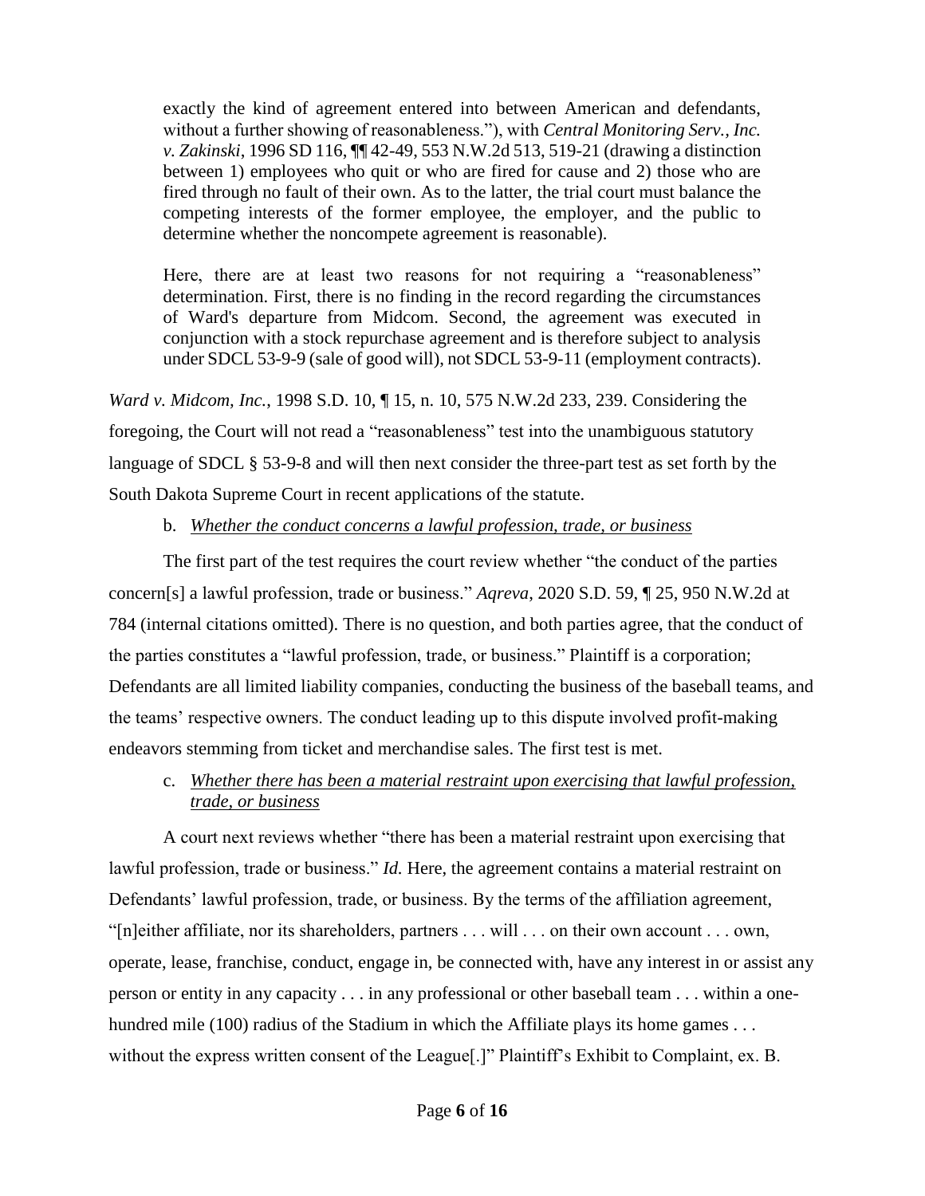> exactly the kind of agreement entered into between American and defendants, without a further showing of reasonableness."), with *Central Monitoring Serv., Inc. v. Zakinski*, 1996 SD 116, ¶¶ 42-49, 553 N.W.2d 513, 519-21 (drawing a distinction between 1) employees who quit or who are fired for cause and 2) those who are fired through no fault of their own. As to the latter, the trial court must balance the competing interests of the former employee, the employer, and the public to determine whether the noncompete agreement is reasonable).
>
> Here, there are at least two reasons for not requiring a "reasonableness" determination. First, there is no finding in the record regarding the circumstances of Ward's departure from Midcom. Second, the agreement was executed in conjunction with a stock repurchase agreement and is therefore subject to analysis under SDCL 53-9-9 (sale of good will), not SDCL 53-9-11 (employment contracts).

*Ward v. Midcom, Inc.*, 1998 S.D. 10, ¶ 15, n. 10, 575 N.W.2d 233, 239. Considering the foregoing, the Court will not read a "reasonableness" test into the unambiguous statutory language of SDCL § 53-9-8 and will then next consider the three-part test as set forth by the South Dakota Supreme Court in recent applications of the statute.

b. *Whether the conduct concerns a lawful profession, trade, or business*

The first part of the test requires the court review whether "the conduct of the parties concern[s] a lawful profession, trade or business." *Aqreva*, 2020 S.D. 59, ¶ 25, 950 N.W.2d at 784 (internal citations omitted). There is no question, and both parties agree, that the conduct of the parties constitutes a "lawful profession, trade, or business." Plaintiff is a corporation; Defendants are all limited liability companies, conducting the business of the baseball teams, and the teams' respective owners. The conduct leading up to this dispute involved profit-making endeavors stemming from ticket and merchandise sales. The first test is met.

c. *Whether there has been a material restraint upon exercising that lawful profession, trade, or business*

A court next reviews whether "there has been a material restraint upon exercising that lawful profession, trade or business." *Id.* Here, the agreement contains a material restraint on Defendants' lawful profession, trade, or business. By the terms of the affiliation agreement, "[n]either affiliate, nor its shareholders, partners . . . will . . . on their own account . . . own, operate, lease, franchise, conduct, engage in, be connected with, have any interest in or assist any person or entity in any capacity . . . in any professional or other baseball team . . . within a one-hundred mile (100) radius of the Stadium in which the Affiliate plays its home games . . . without the express written consent of the League[.]" Plaintiff's Exhibit to Complaint, ex. B.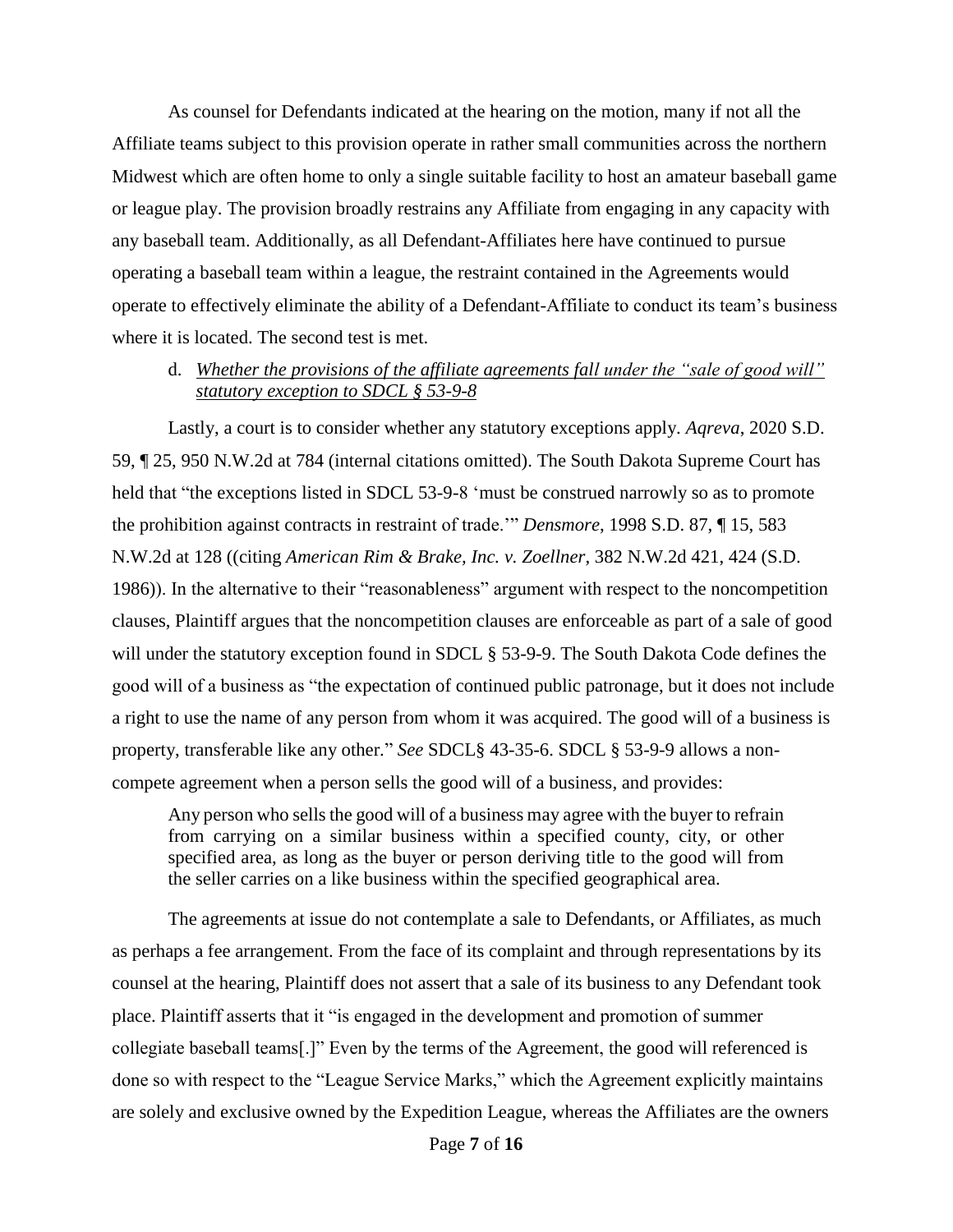As counsel for Defendants indicated at the hearing on the motion, many if not all the Affiliate teams subject to this provision operate in rather small communities across the northern Midwest which are often home to only a single suitable facility to host an amateur baseball game or league play. The provision broadly restrains any Affiliate from engaging in any capacity with any baseball team. Additionally, as all Defendant-Affiliates here have continued to pursue operating a baseball team within a league, the restraint contained in the Agreements would operate to effectively eliminate the ability of a Defendant-Affiliate to conduct its team's business where it is located. The second test is met.

d. *Whether the provisions of the affiliate agreements fall under the "sale of good will" statutory exception to SDCL § 53-9-8*

Lastly, a court is to consider whether any statutory exceptions apply. *Aqreva*, 2020 S.D. 59, ¶ 25, 950 N.W.2d at 784 (internal citations omitted). The South Dakota Supreme Court has held that "the exceptions listed in SDCL 53-9-8 'must be construed narrowly so as to promote the prohibition against contracts in restraint of trade.'" *Densmore*, 1998 S.D. 87, ¶ 15, 583 N.W.2d at 128 ((citing *American Rim & Brake, Inc. v. Zoellner*, 382 N.W.2d 421, 424 (S.D. 1986)). In the alternative to their "reasonableness" argument with respect to the noncompetition clauses, Plaintiff argues that the noncompetition clauses are enforceable as part of a sale of good will under the statutory exception found in SDCL § 53-9-9. The South Dakota Code defines the good will of a business as "the expectation of continued public patronage, but it does not include a right to use the name of any person from whom it was acquired. The good will of a business is property, transferable like any other." *See* SDCL§ 43-35-6. SDCL § 53-9-9 allows a non-compete agreement when a person sells the good will of a business, and provides:

> Any person who sells the good will of a business may agree with the buyer to refrain from carrying on a similar business within a specified county, city, or other specified area, as long as the buyer or person deriving title to the good will from the seller carries on a like business within the specified geographical area.

The agreements at issue do not contemplate a sale to Defendants, or Affiliates, as much as perhaps a fee arrangement. From the face of its complaint and through representations by its counsel at the hearing, Plaintiff does not assert that a sale of its business to any Defendant took place. Plaintiff asserts that it "is engaged in the development and promotion of summer collegiate baseball teams[.]" Even by the terms of the Agreement, the good will referenced is done so with respect to the "League Service Marks," which the Agreement explicitly maintains are solely and exclusive owned by the Expedition League, whereas the Affiliates are the owners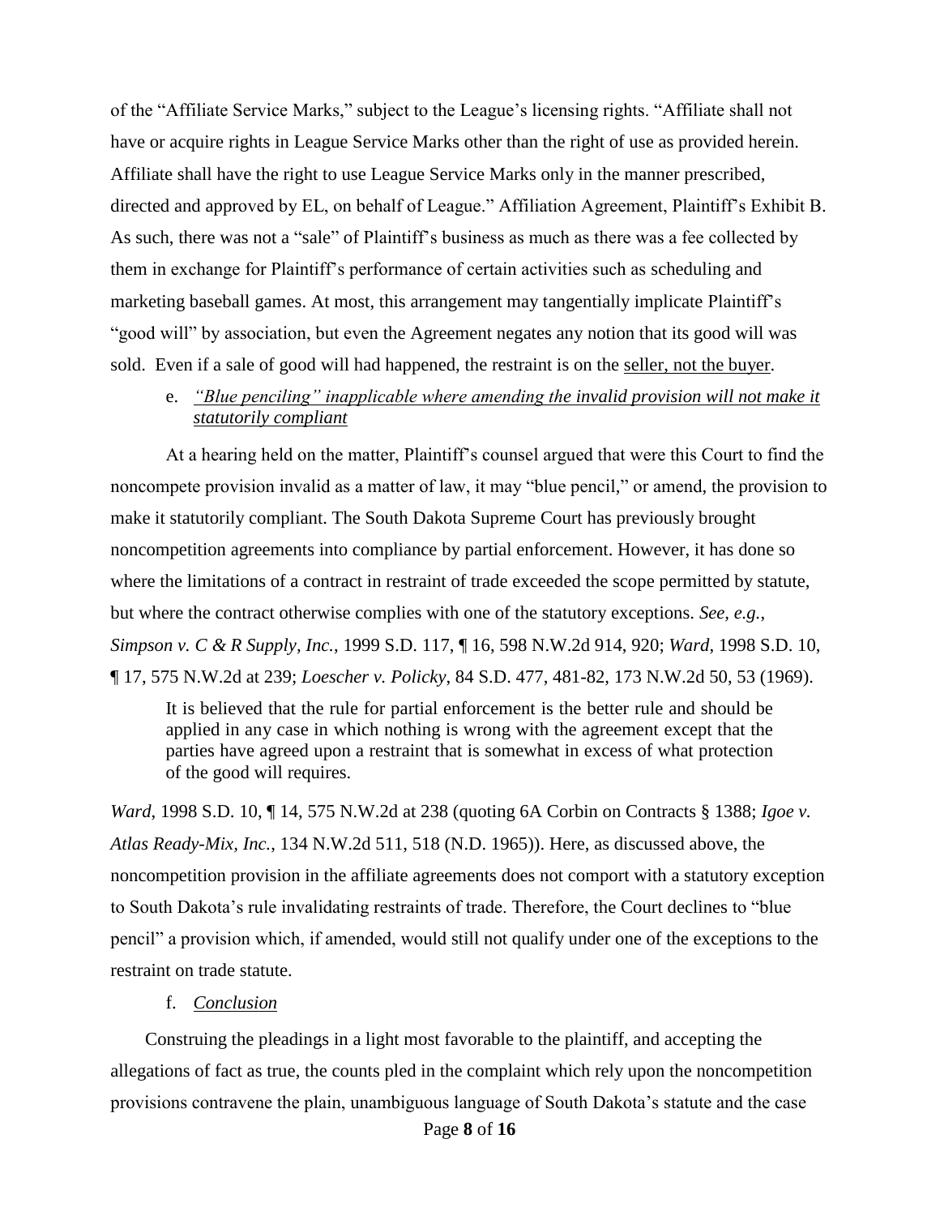of the "Affiliate Service Marks," subject to the League's licensing rights. "Affiliate shall not have or acquire rights in League Service Marks other than the right of use as provided herein. Affiliate shall have the right to use League Service Marks only in the manner prescribed, directed and approved by EL, on behalf of League." Affiliation Agreement, Plaintiff's Exhibit B. As such, there was not a "sale" of Plaintiff's business as much as there was a fee collected by them in exchange for Plaintiff's performance of certain activities such as scheduling and marketing baseball games. At most, this arrangement may tangentially implicate Plaintiff's "good will" by association, but even the Agreement negates any notion that its good will was sold. Even if a sale of good will had happened, the restraint is on the <u>seller, not the buyer</u>.

e. <u>*"Blue penciling" inapplicable where amending the invalid provision will not make it statutorily compliant*</u>

At a hearing held on the matter, Plaintiff's counsel argued that were this Court to find the noncompete provision invalid as a matter of law, it may "blue pencil," or amend, the provision to make it statutorily compliant. The South Dakota Supreme Court has previously brought noncompetition agreements into compliance by partial enforcement. However, it has done so where the limitations of a contract in restraint of trade exceeded the scope permitted by statute, but where the contract otherwise complies with one of the statutory exceptions. *See, e.g.*, *Simpson v. C & R Supply, Inc.*, 1999 S.D. 117, ¶ 16, 598 N.W.2d 914, 920; *Ward*, 1998 S.D. 10, ¶ 17, 575 N.W.2d at 239; *Loescher v. Policky*, 84 S.D. 477, 481-82, 173 N.W.2d 50, 53 (1969).

> It is believed that the rule for partial enforcement is the better rule and should be applied in any case in which nothing is wrong with the agreement except that the parties have agreed upon a restraint that is somewhat in excess of what protection of the good will requires.

*Ward*, 1998 S.D. 10, ¶ 14, 575 N.W.2d at 238 (quoting 6A Corbin on Contracts § 1388; *Igoe v. Atlas Ready-Mix, Inc.*, 134 N.W.2d 511, 518 (N.D. 1965)). Here, as discussed above, the noncompetition provision in the affiliate agreements does not comport with a statutory exception to South Dakota's rule invalidating restraints of trade. Therefore, the Court declines to "blue pencil" a provision which, if amended, would still not qualify under one of the exceptions to the restraint on trade statute.

f. <u>*Conclusion*</u>

Construing the pleadings in a light most favorable to the plaintiff, and accepting the allegations of fact as true, the counts pled in the complaint which rely upon the noncompetition provisions contravene the plain, unambiguous language of South Dakota's statute and the case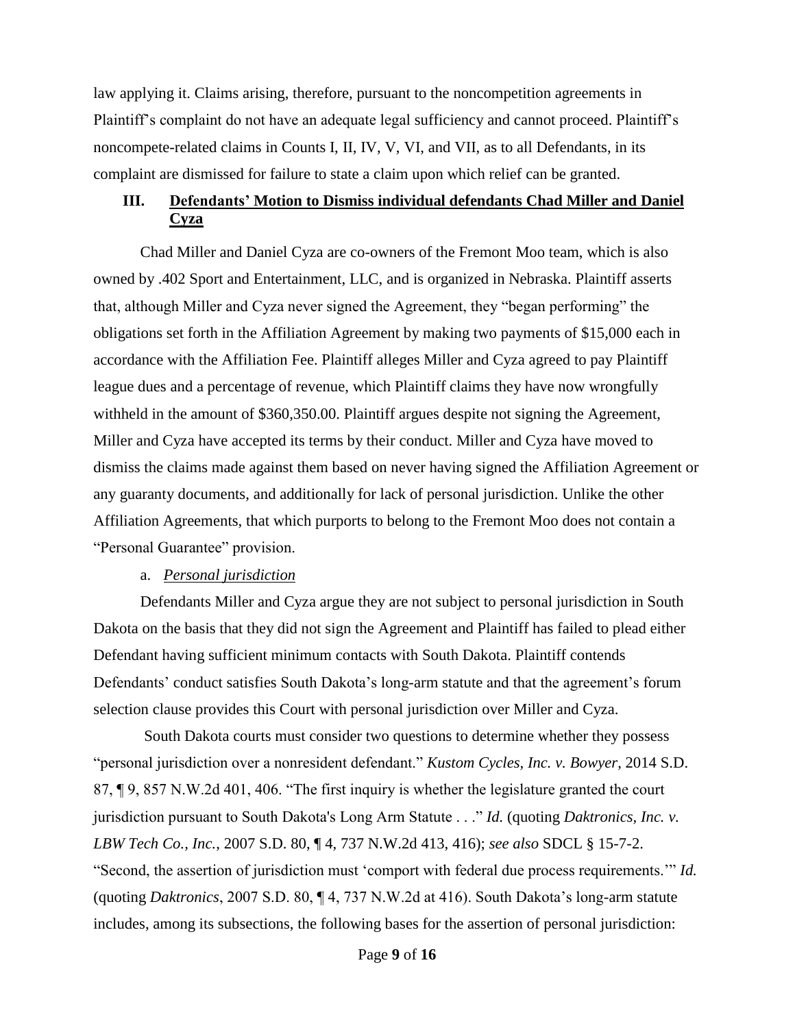law applying it. Claims arising, therefore, pursuant to the noncompetition agreements in Plaintiff's complaint do not have an adequate legal sufficiency and cannot proceed. Plaintiff's noncompete-related claims in Counts I, II, IV, V, VI, and VII, as to all Defendants, in its complaint are dismissed for failure to state a claim upon which relief can be granted.

## III. Defendants' Motion to Dismiss individual defendants Chad Miller and Daniel Cyza

Chad Miller and Daniel Cyza are co-owners of the Fremont Moo team, which is also owned by .402 Sport and Entertainment, LLC, and is organized in Nebraska. Plaintiff asserts that, although Miller and Cyza never signed the Agreement, they "began performing" the obligations set forth in the Affiliation Agreement by making two payments of $15,000 each in accordance with the Affiliation Fee. Plaintiff alleges Miller and Cyza agreed to pay Plaintiff league dues and a percentage of revenue, which Plaintiff claims they have now wrongfully withheld in the amount of $360,350.00. Plaintiff argues despite not signing the Agreement, Miller and Cyza have accepted its terms by their conduct. Miller and Cyza have moved to dismiss the claims made against them based on never having signed the Affiliation Agreement or any guaranty documents, and additionally for lack of personal jurisdiction. Unlike the other Affiliation Agreements, that which purports to belong to the Fremont Moo does not contain a "Personal Guarantee" provision.

### a. *Personal jurisdiction*

Defendants Miller and Cyza argue they are not subject to personal jurisdiction in South Dakota on the basis that they did not sign the Agreement and Plaintiff has failed to plead either Defendant having sufficient minimum contacts with South Dakota. Plaintiff contends Defendants' conduct satisfies South Dakota's long-arm statute and that the agreement's forum selection clause provides this Court with personal jurisdiction over Miller and Cyza.

South Dakota courts must consider two questions to determine whether they possess "personal jurisdiction over a nonresident defendant." *Kustom Cycles, Inc. v. Bowyer*, 2014 S.D. 87, ¶ 9, 857 N.W.2d 401, 406. "The first inquiry is whether the legislature granted the court jurisdiction pursuant to South Dakota's Long Arm Statute . . ." *Id.* (quoting *Daktronics, Inc. v. LBW Tech Co., Inc.*, 2007 S.D. 80, ¶ 4, 737 N.W.2d 413, 416); *see also* SDCL § 15-7-2. "Second, the assertion of jurisdiction must 'comport with federal due process requirements.'" *Id.* (quoting *Daktronics*, 2007 S.D. 80, ¶ 4, 737 N.W.2d at 416). South Dakota's long-arm statute includes, among its subsections, the following bases for the assertion of personal jurisdiction: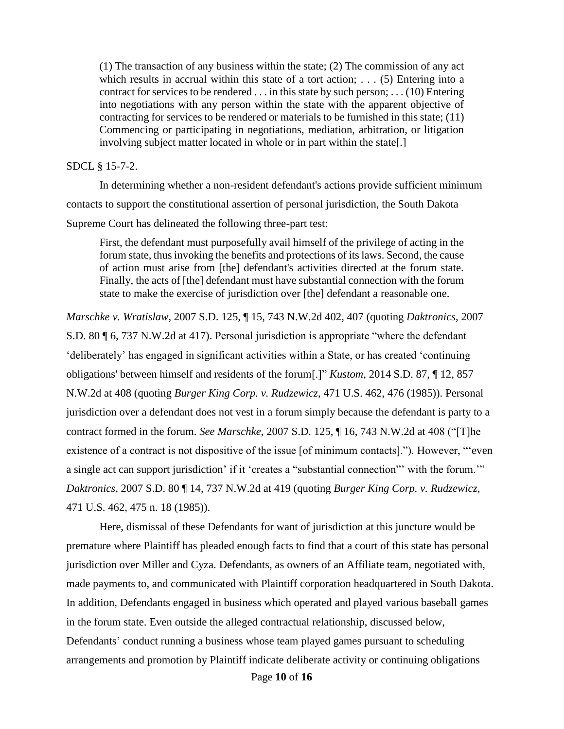> (1) The transaction of any business within the state; (2) The commission of any act which results in accrual within this state of a tort action; . . . (5) Entering into a contract for services to be rendered . . . in this state by such person; . . . (10) Entering into negotiations with any person within the state with the apparent objective of contracting for services to be rendered or materials to be furnished in this state; (11) Commencing or participating in negotiations, mediation, arbitration, or litigation involving subject matter located in whole or in part within the state[.]

SDCL § 15-7-2.

In determining whether a non-resident defendant's actions provide sufficient minimum contacts to support the constitutional assertion of personal jurisdiction, the South Dakota Supreme Court has delineated the following three-part test:

> First, the defendant must purposefully avail himself of the privilege of acting in the forum state, thus invoking the benefits and protections of its laws. Second, the cause of action must arise from [the] defendant's activities directed at the forum state. Finally, the acts of [the] defendant must have substantial connection with the forum state to make the exercise of jurisdiction over [the] defendant a reasonable one.

*Marschke v. Wratislaw*, 2007 S.D. 125, ¶ 15, 743 N.W.2d 402, 407 (quoting *Daktronics*, 2007 S.D. 80 ¶ 6, 737 N.W.2d at 417). Personal jurisdiction is appropriate "where the defendant 'deliberately' has engaged in significant activities within a State, or has created 'continuing obligations' between himself and residents of the forum[.]" *Kustom*, 2014 S.D. 87, ¶ 12, 857 N.W.2d at 408 (quoting *Burger King Corp. v. Rudzewicz*, 471 U.S. 462, 476 (1985)). Personal jurisdiction over a defendant does not vest in a forum simply because the defendant is party to a contract formed in the forum. *See Marschke*, 2007 S.D. 125, ¶ 16, 743 N.W.2d at 408 ("[T]he existence of a contract is not dispositive of the issue [of minimum contacts]."). However, "'even a single act can support jurisdiction' if it 'creates a "substantial connection"' with the forum.'" *Daktronics*, 2007 S.D. 80 ¶ 14, 737 N.W.2d at 419 (quoting *Burger King Corp. v. Rudzewicz*, 471 U.S. 462, 475 n. 18 (1985)).

Here, dismissal of these Defendants for want of jurisdiction at this juncture would be premature where Plaintiff has pleaded enough facts to find that a court of this state has personal jurisdiction over Miller and Cyza. Defendants, as owners of an Affiliate team, negotiated with, made payments to, and communicated with Plaintiff corporation headquartered in South Dakota. In addition, Defendants engaged in business which operated and played various baseball games in the forum state. Even outside the alleged contractual relationship, discussed below, Defendants' conduct running a business whose team played games pursuant to scheduling arrangements and promotion by Plaintiff indicate deliberate activity or continuing obligations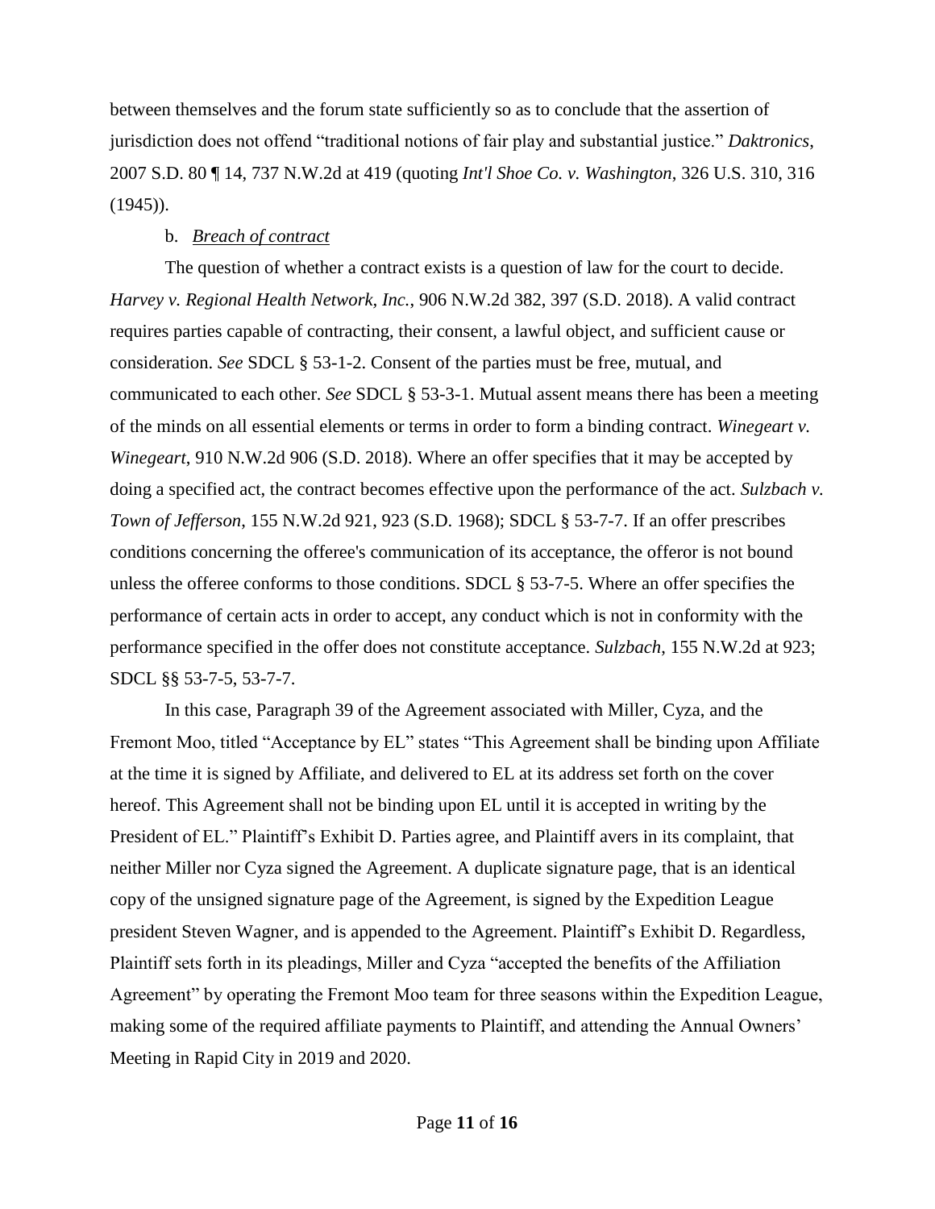between themselves and the forum state sufficiently so as to conclude that the assertion of jurisdiction does not offend "traditional notions of fair play and substantial justice." *Daktronics*, 2007 S.D. 80 ¶ 14, 737 N.W.2d at 419 (quoting *Int'l Shoe Co. v. Washington*, 326 U.S. 310, 316 (1945)).

b. *Breach of contract*

The question of whether a contract exists is a question of law for the court to decide. *Harvey v. Regional Health Network, Inc.*, 906 N.W.2d 382, 397 (S.D. 2018). A valid contract requires parties capable of contracting, their consent, a lawful object, and sufficient cause or consideration. *See* SDCL § 53-1-2. Consent of the parties must be free, mutual, and communicated to each other. *See* SDCL § 53-3-1. Mutual assent means there has been a meeting of the minds on all essential elements or terms in order to form a binding contract. *Winegeart v. Winegeart*, 910 N.W.2d 906 (S.D. 2018). Where an offer specifies that it may be accepted by doing a specified act, the contract becomes effective upon the performance of the act. *Sulzbach v. Town of Jefferson*, 155 N.W.2d 921, 923 (S.D. 1968); SDCL § 53-7-7. If an offer prescribes conditions concerning the offeree's communication of its acceptance, the offeror is not bound unless the offeree conforms to those conditions. SDCL § 53-7-5. Where an offer specifies the performance of certain acts in order to accept, any conduct which is not in conformity with the performance specified in the offer does not constitute acceptance. *Sulzbach*, 155 N.W.2d at 923; SDCL §§ 53-7-5, 53-7-7.

In this case, Paragraph 39 of the Agreement associated with Miller, Cyza, and the Fremont Moo, titled "Acceptance by EL" states "This Agreement shall be binding upon Affiliate at the time it is signed by Affiliate, and delivered to EL at its address set forth on the cover hereof. This Agreement shall not be binding upon EL until it is accepted in writing by the President of EL." Plaintiff's Exhibit D. Parties agree, and Plaintiff avers in its complaint, that neither Miller nor Cyza signed the Agreement. A duplicate signature page, that is an identical copy of the unsigned signature page of the Agreement, is signed by the Expedition League president Steven Wagner, and is appended to the Agreement. Plaintiff's Exhibit D. Regardless, Plaintiff sets forth in its pleadings, Miller and Cyza "accepted the benefits of the Affiliation Agreement" by operating the Fremont Moo team for three seasons within the Expedition League, making some of the required affiliate payments to Plaintiff, and attending the Annual Owners' Meeting in Rapid City in 2019 and 2020.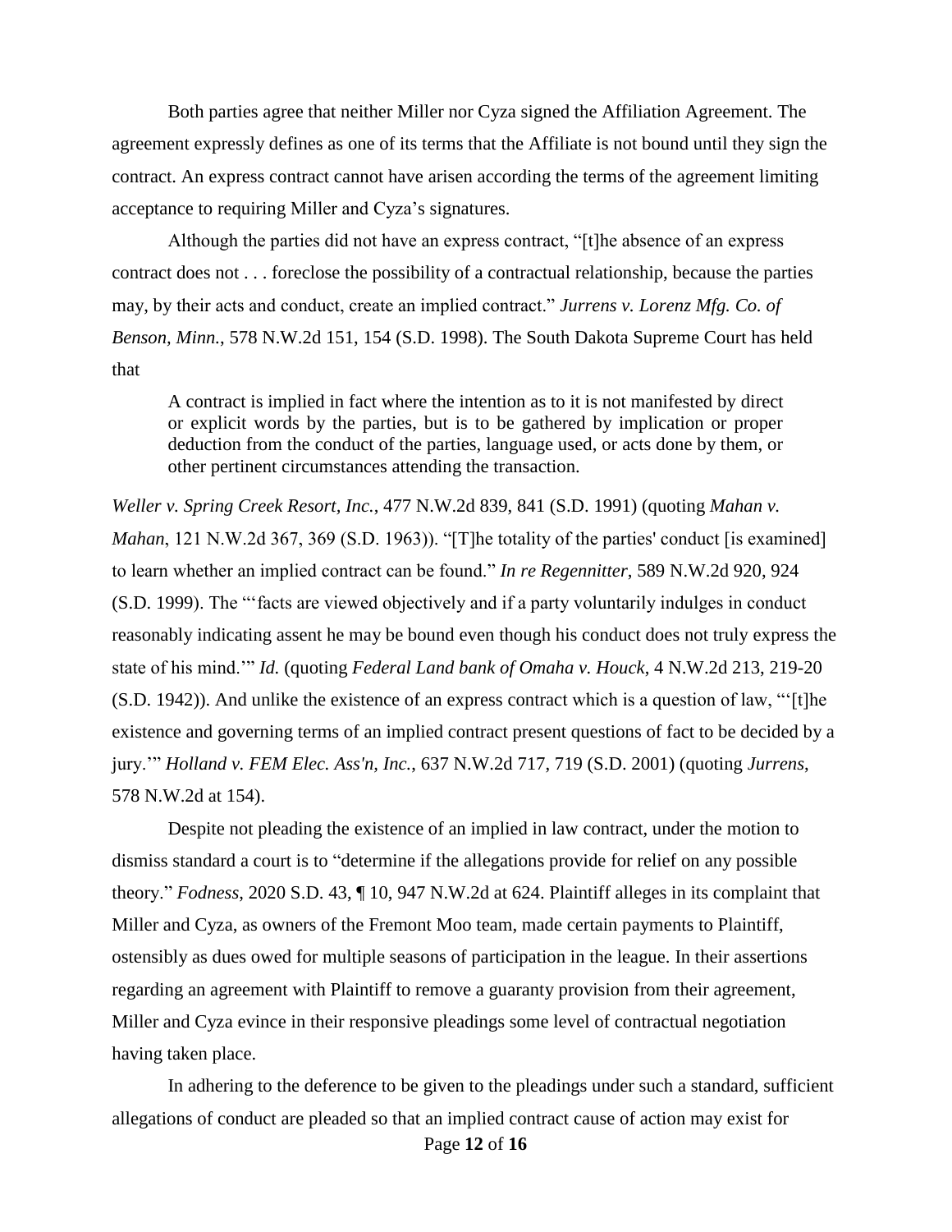Both parties agree that neither Miller nor Cyza signed the Affiliation Agreement. The agreement expressly defines as one of its terms that the Affiliate is not bound until they sign the contract. An express contract cannot have arisen according the terms of the agreement limiting acceptance to requiring Miller and Cyza's signatures.

Although the parties did not have an express contract, "[t]he absence of an express contract does not . . . foreclose the possibility of a contractual relationship, because the parties may, by their acts and conduct, create an implied contract." *Jurrens v. Lorenz Mfg. Co. of Benson, Minn.*, 578 N.W.2d 151, 154 (S.D. 1998). The South Dakota Supreme Court has held that

> A contract is implied in fact where the intention as to it is not manifested by direct or explicit words by the parties, but is to be gathered by implication or proper deduction from the conduct of the parties, language used, or acts done by them, or other pertinent circumstances attending the transaction.

*Weller v. Spring Creek Resort, Inc.*, 477 N.W.2d 839, 841 (S.D. 1991) (quoting *Mahan v. Mahan*, 121 N.W.2d 367, 369 (S.D. 1963)). "[T]he totality of the parties' conduct [is examined] to learn whether an implied contract can be found." *In re Regennitter*, 589 N.W.2d 920, 924 (S.D. 1999). The "'facts are viewed objectively and if a party voluntarily indulges in conduct reasonably indicating assent he may be bound even though his conduct does not truly express the state of his mind.'" *Id.* (quoting *Federal Land bank of Omaha v. Houck*, 4 N.W.2d 213, 219-20 (S.D. 1942)). And unlike the existence of an express contract which is a question of law, "'[t]he existence and governing terms of an implied contract present questions of fact to be decided by a jury.'" *Holland v. FEM Elec. Ass'n, Inc.*, 637 N.W.2d 717, 719 (S.D. 2001) (quoting *Jurrens*, 578 N.W.2d at 154).

Despite not pleading the existence of an implied in law contract, under the motion to dismiss standard a court is to "determine if the allegations provide for relief on any possible theory." *Fodness*, 2020 S.D. 43, ¶ 10, 947 N.W.2d at 624. Plaintiff alleges in its complaint that Miller and Cyza, as owners of the Fremont Moo team, made certain payments to Plaintiff, ostensibly as dues owed for multiple seasons of participation in the league. In their assertions regarding an agreement with Plaintiff to remove a guaranty provision from their agreement, Miller and Cyza evince in their responsive pleadings some level of contractual negotiation having taken place.

In adhering to the deference to be given to the pleadings under such a standard, sufficient allegations of conduct are pleaded so that an implied contract cause of action may exist for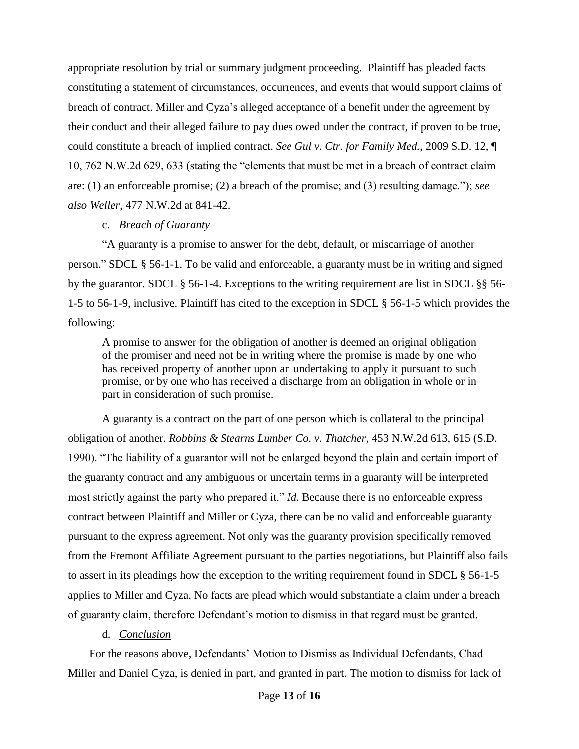appropriate resolution by trial or summary judgment proceeding. Plaintiff has pleaded facts constituting a statement of circumstances, occurrences, and events that would support claims of breach of contract. Miller and Cyza's alleged acceptance of a benefit under the agreement by their conduct and their alleged failure to pay dues owed under the contract, if proven to be true, could constitute a breach of implied contract. *See Gul v. Ctr. for Family Med.*, 2009 S.D. 12, ¶ 10, 762 N.W.2d 629, 633 (stating the "elements that must be met in a breach of contract claim are: (1) an enforceable promise; (2) a breach of the promise; and (3) resulting damage."); *see also Weller*, 477 N.W.2d at 841-42.

c. *Breach of Guaranty*

"A guaranty is a promise to answer for the debt, default, or miscarriage of another person." SDCL § 56-1-1. To be valid and enforceable, a guaranty must be in writing and signed by the guarantor. SDCL § 56-1-4. Exceptions to the writing requirement are list in SDCL §§ 56-1-5 to 56-1-9, inclusive. Plaintiff has cited to the exception in SDCL § 56-1-5 which provides the following:

> A promise to answer for the obligation of another is deemed an original obligation of the promiser and need not be in writing where the promise is made by one who has received property of another upon an undertaking to apply it pursuant to such promise, or by one who has received a discharge from an obligation in whole or in part in consideration of such promise.

A guaranty is a contract on the part of one person which is collateral to the principal obligation of another. *Robbins & Stearns Lumber Co. v. Thatcher*, 453 N.W.2d 613, 615 (S.D. 1990). "The liability of a guarantor will not be enlarged beyond the plain and certain import of the guaranty contract and any ambiguous or uncertain terms in a guaranty will be interpreted most strictly against the party who prepared it." *Id.* Because there is no enforceable express contract between Plaintiff and Miller or Cyza, there can be no valid and enforceable guaranty pursuant to the express agreement. Not only was the guaranty provision specifically removed from the Fremont Affiliate Agreement pursuant to the parties negotiations, but Plaintiff also fails to assert in its pleadings how the exception to the writing requirement found in SDCL § 56-1-5 applies to Miller and Cyza. No facts are plead which would substantiate a claim under a breach of guaranty claim, therefore Defendant's motion to dismiss in that regard must be granted.

d. *Conclusion*

For the reasons above, Defendants' Motion to Dismiss as Individual Defendants, Chad Miller and Daniel Cyza, is denied in part, and granted in part. The motion to dismiss for lack of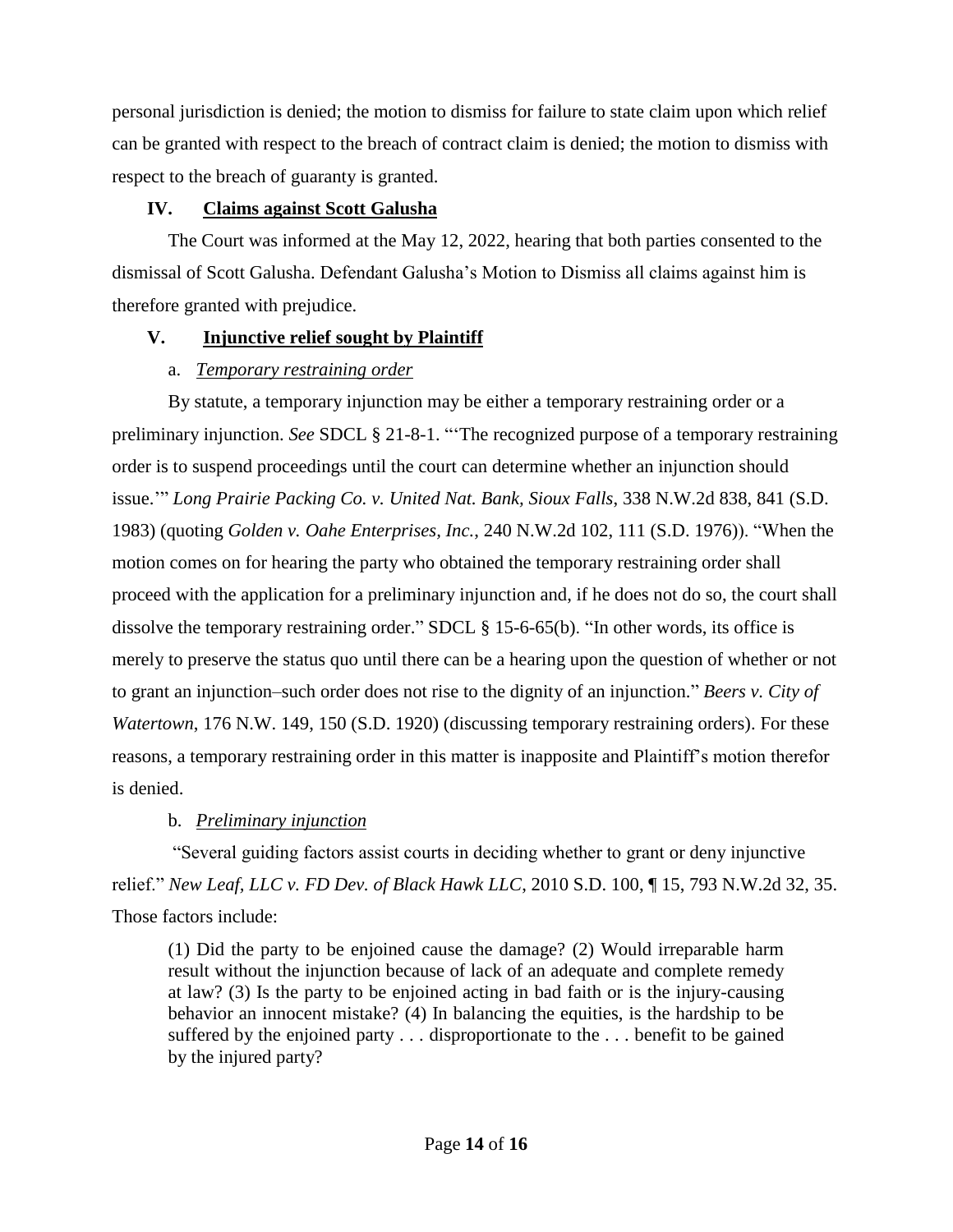personal jurisdiction is denied; the motion to dismiss for failure to state claim upon which relief can be granted with respect to the breach of contract claim is denied; the motion to dismiss with respect to the breach of guaranty is granted.

## IV. Claims against Scott Galusha

The Court was informed at the May 12, 2022, hearing that both parties consented to the dismissal of Scott Galusha. Defendant Galusha's Motion to Dismiss all claims against him is therefore granted with prejudice.

## V. Injunctive relief sought by Plaintiff

### a. *Temporary restraining order*

By statute, a temporary injunction may be either a temporary restraining order or a preliminary injunction. *See* SDCL § 21-8-1. "'The recognized purpose of a temporary restraining order is to suspend proceedings until the court can determine whether an injunction should issue.'" *Long Prairie Packing Co. v. United Nat. Bank, Sioux Falls*, 338 N.W.2d 838, 841 (S.D. 1983) (quoting *Golden v. Oahe Enterprises, Inc.*, 240 N.W.2d 102, 111 (S.D. 1976)). "When the motion comes on for hearing the party who obtained the temporary restraining order shall proceed with the application for a preliminary injunction and, if he does not do so, the court shall dissolve the temporary restraining order." SDCL § 15-6-65(b). "In other words, its office is merely to preserve the status quo until there can be a hearing upon the question of whether or not to grant an injunction–such order does not rise to the dignity of an injunction." *Beers v. City of Watertown*, 176 N.W. 149, 150 (S.D. 1920) (discussing temporary restraining orders). For these reasons, a temporary restraining order in this matter is inapposite and Plaintiff's motion therefor is denied.

### b. *Preliminary injunction*

"Several guiding factors assist courts in deciding whether to grant or deny injunctive relief." *New Leaf, LLC v. FD Dev. of Black Hawk LLC*, 2010 S.D. 100, ¶ 15, 793 N.W.2d 32, 35. Those factors include:

> (1) Did the party to be enjoined cause the damage? (2) Would irreparable harm result without the injunction because of lack of an adequate and complete remedy at law? (3) Is the party to be enjoined acting in bad faith or is the injury-causing behavior an innocent mistake? (4) In balancing the equities, is the hardship to be suffered by the enjoined party . . . disproportionate to the . . . benefit to be gained by the injured party?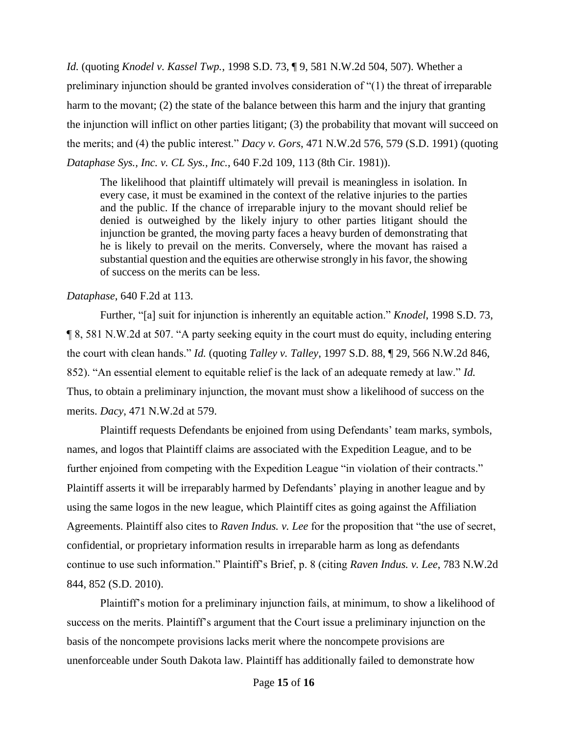*Id.* (quoting *Knodel v. Kassel Twp.*, 1998 S.D. 73, ¶ 9, 581 N.W.2d 504, 507). Whether a preliminary injunction should be granted involves consideration of "(1) the threat of irreparable harm to the movant; (2) the state of the balance between this harm and the injury that granting the injunction will inflict on other parties litigant; (3) the probability that movant will succeed on the merits; and (4) the public interest." *Dacy v. Gors*, 471 N.W.2d 576, 579 (S.D. 1991) (quoting *Dataphase Sys., Inc. v. CL Sys., Inc.*, 640 F.2d 109, 113 (8th Cir. 1981)).

> The likelihood that plaintiff ultimately will prevail is meaningless in isolation. In every case, it must be examined in the context of the relative injuries to the parties and the public. If the chance of irreparable injury to the movant should relief be denied is outweighed by the likely injury to other parties litigant should the injunction be granted, the moving party faces a heavy burden of demonstrating that he is likely to prevail on the merits. Conversely, where the movant has raised a substantial question and the equities are otherwise strongly in his favor, the showing of success on the merits can be less.

*Dataphase*, 640 F.2d at 113.

Further, "[a] suit for injunction is inherently an equitable action." *Knodel*, 1998 S.D. 73, ¶ 8, 581 N.W.2d at 507. "A party seeking equity in the court must do equity, including entering the court with clean hands." *Id.* (quoting *Talley v. Talley*, 1997 S.D. 88, ¶ 29, 566 N.W.2d 846, 852). "An essential element to equitable relief is the lack of an adequate remedy at law." *Id.* Thus, to obtain a preliminary injunction, the movant must show a likelihood of success on the merits. *Dacy*, 471 N.W.2d at 579.

Plaintiff requests Defendants be enjoined from using Defendants' team marks, symbols, names, and logos that Plaintiff claims are associated with the Expedition League, and to be further enjoined from competing with the Expedition League "in violation of their contracts." Plaintiff asserts it will be irreparably harmed by Defendants' playing in another league and by using the same logos in the new league, which Plaintiff cites as going against the Affiliation Agreements. Plaintiff also cites to *Raven Indus. v. Lee* for the proposition that "the use of secret, confidential, or proprietary information results in irreparable harm as long as defendants continue to use such information." Plaintiff's Brief, p. 8 (citing *Raven Indus. v. Lee*, 783 N.W.2d 844, 852 (S.D. 2010).

Plaintiff's motion for a preliminary injunction fails, at minimum, to show a likelihood of success on the merits. Plaintiff's argument that the Court issue a preliminary injunction on the basis of the noncompete provisions lacks merit where the noncompete provisions are unenforceable under South Dakota law. Plaintiff has additionally failed to demonstrate how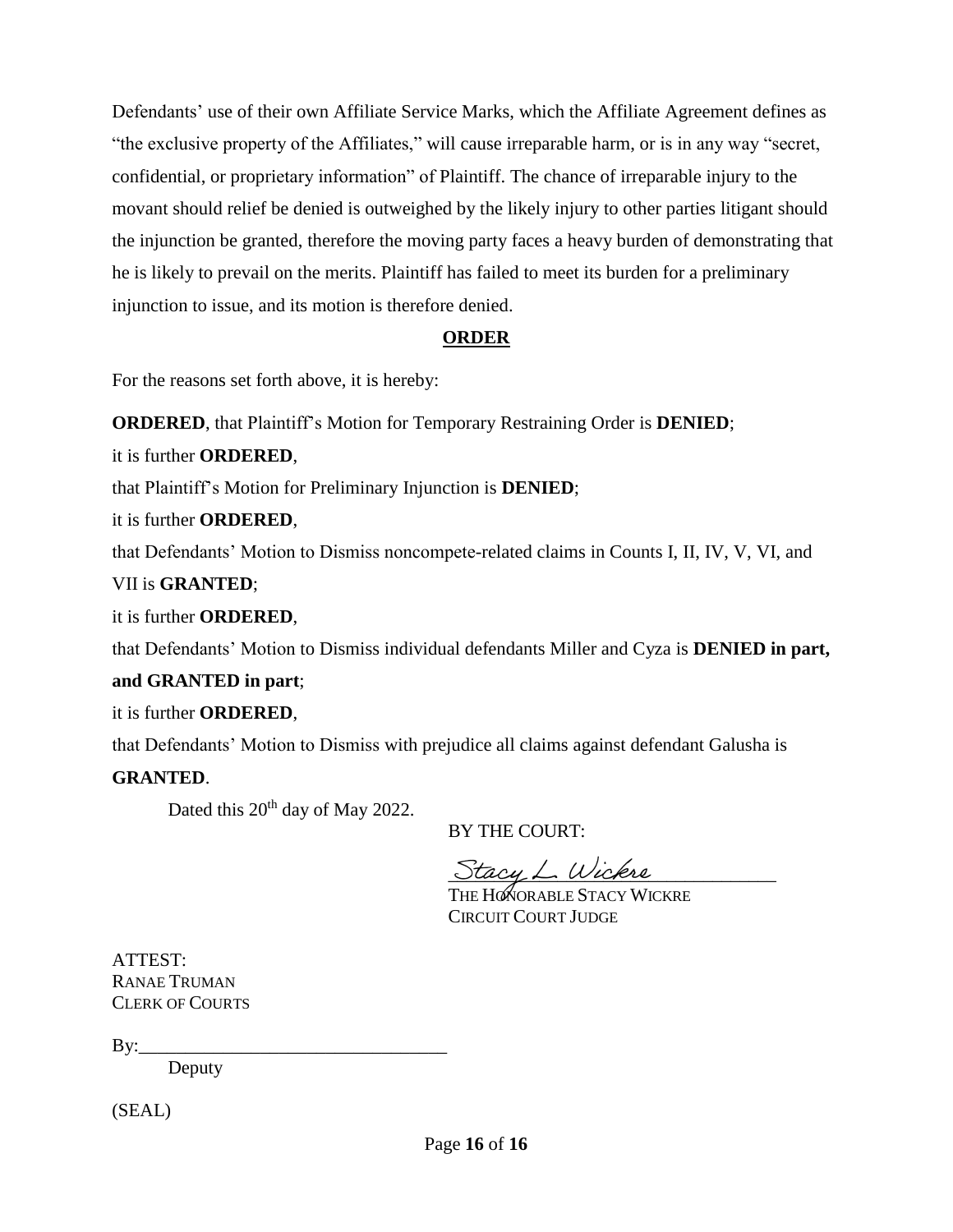Defendants' use of their own Affiliate Service Marks, which the Affiliate Agreement defines as "the exclusive property of the Affiliates," will cause irreparable harm, or is in any way "secret, confidential, or proprietary information" of Plaintiff. The chance of irreparable injury to the movant should relief be denied is outweighed by the likely injury to other parties litigant should the injunction be granted, therefore the moving party faces a heavy burden of demonstrating that he is likely to prevail on the merits. Plaintiff has failed to meet its burden for a preliminary injunction to issue, and its motion is therefore denied.

## ORDER

For the reasons set forth above, it is hereby:

**ORDERED**, that Plaintiff's Motion for Temporary Restraining Order is **DENIED**;

it is further **ORDERED**,

that Plaintiff's Motion for Preliminary Injunction is **DENIED**;

it is further **ORDERED**,

that Defendants' Motion to Dismiss noncompete-related claims in Counts I, II, IV, V, VI, and VII is **GRANTED**;

it is further **ORDERED**,

that Defendants' Motion to Dismiss individual defendants Miller and Cyza is **DENIED in part, and GRANTED in part**;

it is further **ORDERED**,

that Defendants' Motion to Dismiss with prejudice all claims against defendant Galusha is **GRANTED**.

Dated this 20th day of May 2022.

BY THE COURT:

Stacy L. Wickre

THE HONORABLE STACY WICKRE
CIRCUIT COURT JUDGE

ATTEST:
RANAE TRUMAN
CLERK OF COURTS

By:\_\_\_\_\_\_\_\_\_\_\_\_\_\_\_\_\_\_\_\_\_\_\_\_\_\_\_\_\_\_\_\_
Deputy

(SEAL)